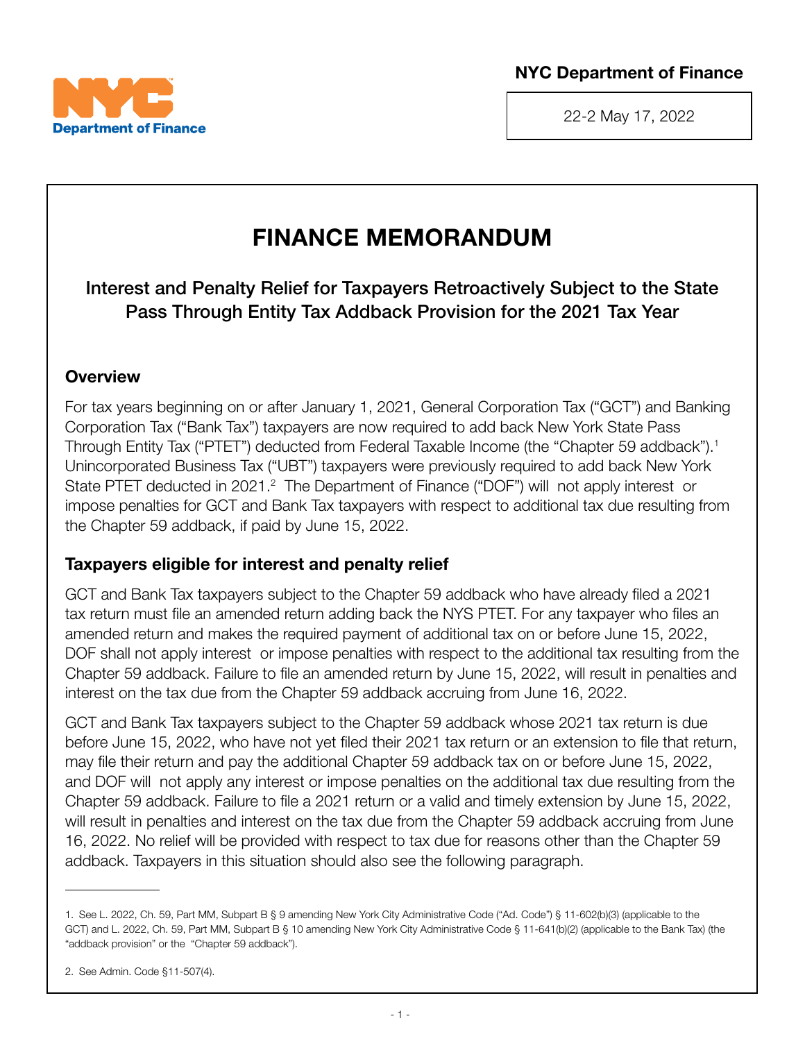NYC Department of Finance

22-2 May 17, 2022

# FINANCE MEMORANDUM

## Interest and Penalty Relief for Taxpayers Retroactively Subject to the State Pass Through Entity Tax Addback Provision for the 2021 Tax Year

### Overview

For tax years beginning on or after January 1, 2021, General Corporation Tax ("GCT") and Banking Corporation Tax ("Bank Tax") taxpayers are now required to add back New York State Pass Through Entity Tax ("PTET") deducted from Federal Taxable Income (the "Chapter 59 addback").[1] Unincorporated Business Tax ("UBT") taxpayers were previously required to add back New York State PTET deducted in 2021.[2] The Department of Finance ("DOF") will not apply interest or impose penalties for GCT and Bank Tax taxpayers with respect to additional tax due resulting from the Chapter 59 addback, if paid by June 15, 2022.

### Taxpayers eligible for interest and penalty relief

GCT and Bank Tax taxpayers subject to the Chapter 59 addback who have already filed a 2021 tax return must file an amended return adding back the NYS PTET. For any taxpayer who files an amended return and makes the required payment of additional tax on or before June 15, 2022, DOF shall not apply interest or impose penalties with respect to the additional tax resulting from the Chapter 59 addback. Failure to file an amended return by June 15, 2022, will result in penalties and interest on the tax due from the Chapter 59 addback accruing from June 16, 2022.

GCT and Bank Tax taxpayers subject to the Chapter 59 addback whose 2021 tax return is due before June 15, 2022, who have not yet filed their 2021 tax return or an extension to file that return, may file their return and pay the additional Chapter 59 addback tax on or before June 15, 2022, and DOF will not apply any interest or impose penalties on the additional tax due resulting from the Chapter 59 addback. Failure to file a 2021 return or a valid and timely extension by June 15, 2022, will result in penalties and interest on the tax due from the Chapter 59 addback accruing from June 16, 2022. No relief will be provided with respect to tax due for reasons other than the Chapter 59 addback. Taxpayers in this situation should also see the following paragraph.

---

1. See L. 2022, Ch. 59, Part MM, Subpart B § 9 amending New York City Administrative Code ("Ad. Code") § 11-602(b)(3) (applicable to the GCT) and L. 2022, Ch. 59, Part MM, Subpart B § 10 amending New York City Administrative Code § 11-641(b)(2) (applicable to the Bank Tax) (the "addback provision" or the "Chapter 59 addback").

2. See Admin. Code §11-507(4).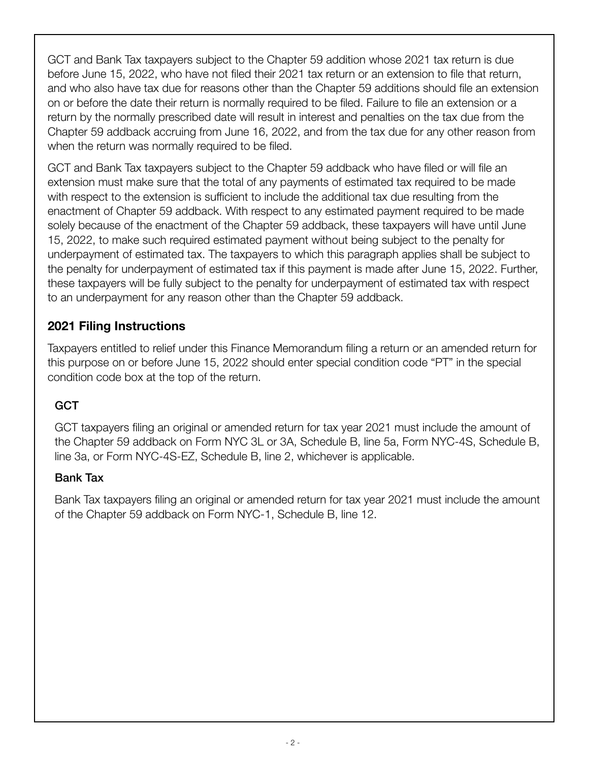GCT and Bank Tax taxpayers subject to the Chapter 59 addition whose 2021 tax return is due before June 15, 2022, who have not filed their 2021 tax return or an extension to file that return, and who also have tax due for reasons other than the Chapter 59 additions should file an extension on or before the date their return is normally required to be filed. Failure to file an extension or a return by the normally prescribed date will result in interest and penalties on the tax due from the Chapter 59 addback accruing from June 16, 2022, and from the tax due for any other reason from when the return was normally required to be filed.

GCT and Bank Tax taxpayers subject to the Chapter 59 addback who have filed or will file an extension must make sure that the total of any payments of estimated tax required to be made with respect to the extension is sufficient to include the additional tax due resulting from the enactment of Chapter 59 addback. With respect to any estimated payment required to be made solely because of the enactment of the Chapter 59 addback, these taxpayers will have until June 15, 2022, to make such required estimated payment without being subject to the penalty for underpayment of estimated tax. The taxpayers to which this paragraph applies shall be subject to the penalty for underpayment of estimated tax if this payment is made after June 15, 2022. Further, these taxpayers will be fully subject to the penalty for underpayment of estimated tax with respect to an underpayment for any reason other than the Chapter 59 addback.

## 2021 Filing Instructions

Taxpayers entitled to relief under this Finance Memorandum filing a return or an amended return for this purpose on or before June 15, 2022 should enter special condition code "PT" in the special condition code box at the top of the return.

### GCT

GCT taxpayers filing an original or amended return for tax year 2021 must include the amount of the Chapter 59 addback on Form NYC 3L or 3A, Schedule B, line 5a, Form NYC-4S, Schedule B, line 3a, or Form NYC-4S-EZ, Schedule B, line 2, whichever is applicable.

### Bank Tax

Bank Tax taxpayers filing an original or amended return for tax year 2021 must include the amount of the Chapter 59 addback on Form NYC-1, Schedule B, line 12.